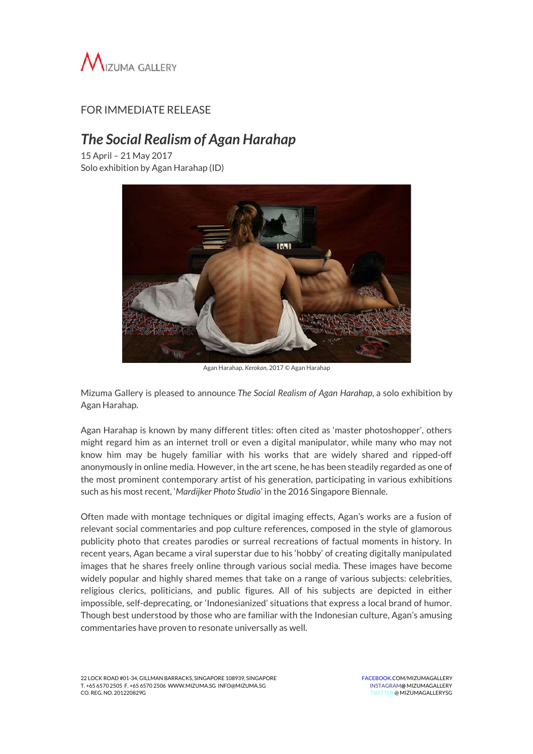FOR IMMEDIATE RELEASE

# *The Social Realism of Agan Harahap*

15 April – 21 May 2017
Solo exhibition by Agan Harahap (ID)

Agan Harahap, *Kerokan*, 2017 © Agan Harahap

Mizuma Gallery is pleased to announce *The Social Realism of Agan Harahap*, a solo exhibition by Agan Harahap.

Agan Harahap is known by many different titles: often cited as 'master photoshopper', others might regard him as an internet troll or even a digital manipulator, while many who may not know him may be hugely familiar with his works that are widely shared and ripped-off anonymously in online media. However, in the art scene, he has been steadily regarded as one of the most prominent contemporary artist of his generation, participating in various exhibitions such as his most recent, '*Mardijker Photo Studio*' in the 2016 Singapore Biennale.

Often made with montage techniques or digital imaging effects, Agan's works are a fusion of relevant social commentaries and pop culture references, composed in the style of glamorous publicity photo that creates parodies or surreal recreations of factual moments in history. In recent years, Agan became a viral superstar due to his 'hobby' of creating digitally manipulated images that he shares freely online through various social media. These images have become widely popular and highly shared memes that take on a range of various subjects: celebrities, religious clerics, politicians, and public figures. All of his subjects are depicted in either impossible, self-deprecating, or 'Indonesianized' situations that express a local brand of humor. Though best understood by those who are familiar with the Indonesian culture, Agan's amusing commentaries have proven to resonate universally as well.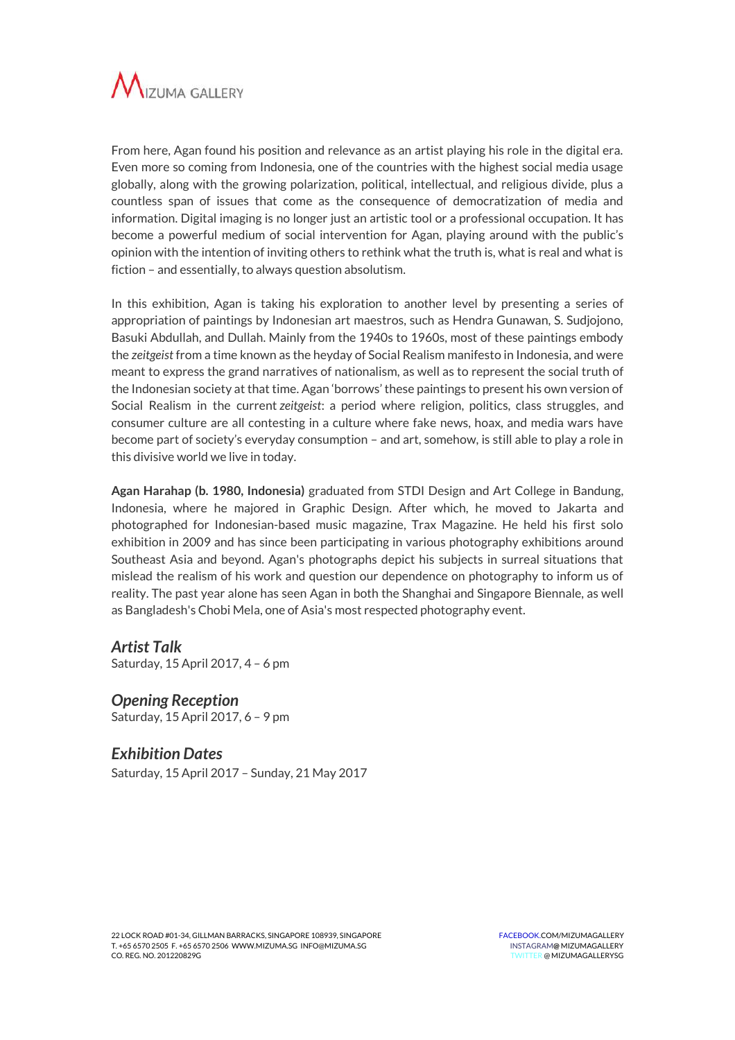From here, Agan found his position and relevance as an artist playing his role in the digital era. Even more so coming from Indonesia, one of the countries with the highest social media usage globally, along with the growing polarization, political, intellectual, and religious divide, plus a countless span of issues that come as the consequence of democratization of media and information. Digital imaging is no longer just an artistic tool or a professional occupation. It has become a powerful medium of social intervention for Agan, playing around with the public's opinion with the intention of inviting others to rethink what the truth is, what is real and what is fiction – and essentially, to always question absolutism.

In this exhibition, Agan is taking his exploration to another level by presenting a series of appropriation of paintings by Indonesian art maestros, such as Hendra Gunawan, S. Sudjojono, Basuki Abdullah, and Dullah. Mainly from the 1940s to 1960s, most of these paintings embody the *zeitgeist* from a time known as the heyday of Social Realism manifesto in Indonesia, and were meant to express the grand narratives of nationalism, as well as to represent the social truth of the Indonesian society at that time. Agan 'borrows' these paintings to present his own version of Social Realism in the current *zeitgeist*: a period where religion, politics, class struggles, and consumer culture are all contesting in a culture where fake news, hoax, and media wars have become part of society's everyday consumption – and art, somehow, is still able to play a role in this divisive world we live in today.

**Agan Harahap (b. 1980, Indonesia)** graduated from STDI Design and Art College in Bandung, Indonesia, where he majored in Graphic Design. After which, he moved to Jakarta and photographed for Indonesian-based music magazine, Trax Magazine. He held his first solo exhibition in 2009 and has since been participating in various photography exhibitions around Southeast Asia and beyond. Agan's photographs depict his subjects in surreal situations that mislead the realism of his work and question our dependence on photography to inform us of reality. The past year alone has seen Agan in both the Shanghai and Singapore Biennale, as well as Bangladesh's Chobi Mela, one of Asia's most respected photography event.

### *Artist Talk*
Saturday, 15 April 2017, 4 – 6 pm

### *Opening Reception*
Saturday, 15 April 2017, 6 – 9 pm

### *Exhibition Dates*
Saturday, 15 April 2017 – Sunday, 21 May 2017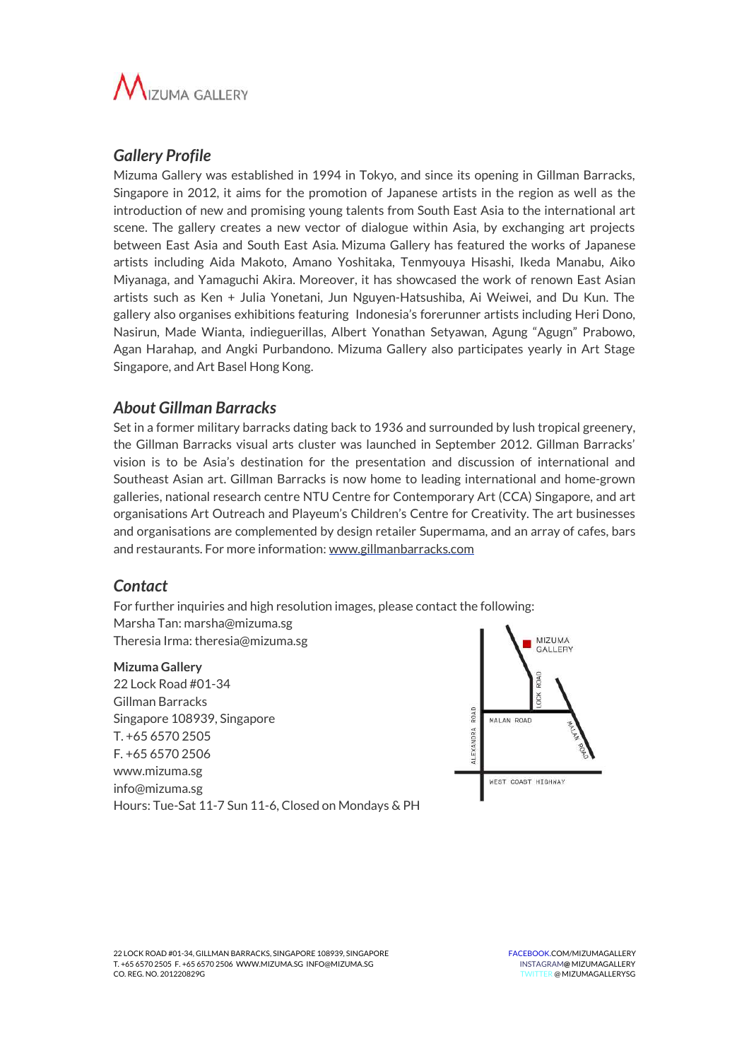## *Gallery Profile*

Mizuma Gallery was established in 1994 in Tokyo, and since its opening in Gillman Barracks, Singapore in 2012, it aims for the promotion of Japanese artists in the region as well as the introduction of new and promising young talents from South East Asia to the international art scene. The gallery creates a new vector of dialogue within Asia, by exchanging art projects between East Asia and South East Asia. Mizuma Gallery has featured the works of Japanese artists including Aida Makoto, Amano Yoshitaka, Tenmyouya Hisashi, Ikeda Manabu, Aiko Miyanaga, and Yamaguchi Akira. Moreover, it has showcased the work of renown East Asian artists such as Ken + Julia Yonetani, Jun Nguyen-Hatsushiba, Ai Weiwei, and Du Kun. The gallery also organises exhibitions featuring Indonesia's forerunner artists including Heri Dono, Nasirun, Made Wianta, indieguerillas, Albert Yonathan Setyawan, Agung "Agugn" Prabowo, Agan Harahap, and Angki Purbandono. Mizuma Gallery also participates yearly in Art Stage Singapore, and Art Basel Hong Kong.

## *About Gillman Barracks*

Set in a former military barracks dating back to 1936 and surrounded by lush tropical greenery, the Gillman Barracks visual arts cluster was launched in September 2012. Gillman Barracks' vision is to be Asia's destination for the presentation and discussion of international and Southeast Asian art. Gillman Barracks is now home to leading international and home-grown galleries, national research centre NTU Centre for Contemporary Art (CCA) Singapore, and art organisations Art Outreach and Playeum's Children's Centre for Creativity. The art businesses and organisations are complemented by design retailer Supermama, and an array of cafes, bars and restaurants. For more information: www.gillmanbarracks.com

## *Contact*

For further inquiries and high resolution images, please contact the following:
Marsha Tan: marsha@mizuma.sg
Theresia Irma: theresia@mizuma.sg

**Mizuma Gallery**
22 Lock Road #01-34
Gillman Barracks
Singapore 108939, Singapore
T. +65 6570 2505
F. +65 6570 2506
www.mizuma.sg
info@mizuma.sg
Hours: Tue-Sat 11-7 Sun 11-6, Closed on Mondays & PH

MIZUMA GALLERY
LOCK ROAD
ALEXANDRA ROAD
MALAN ROAD
MALAN ROAD
WEST COAST HIGHWAY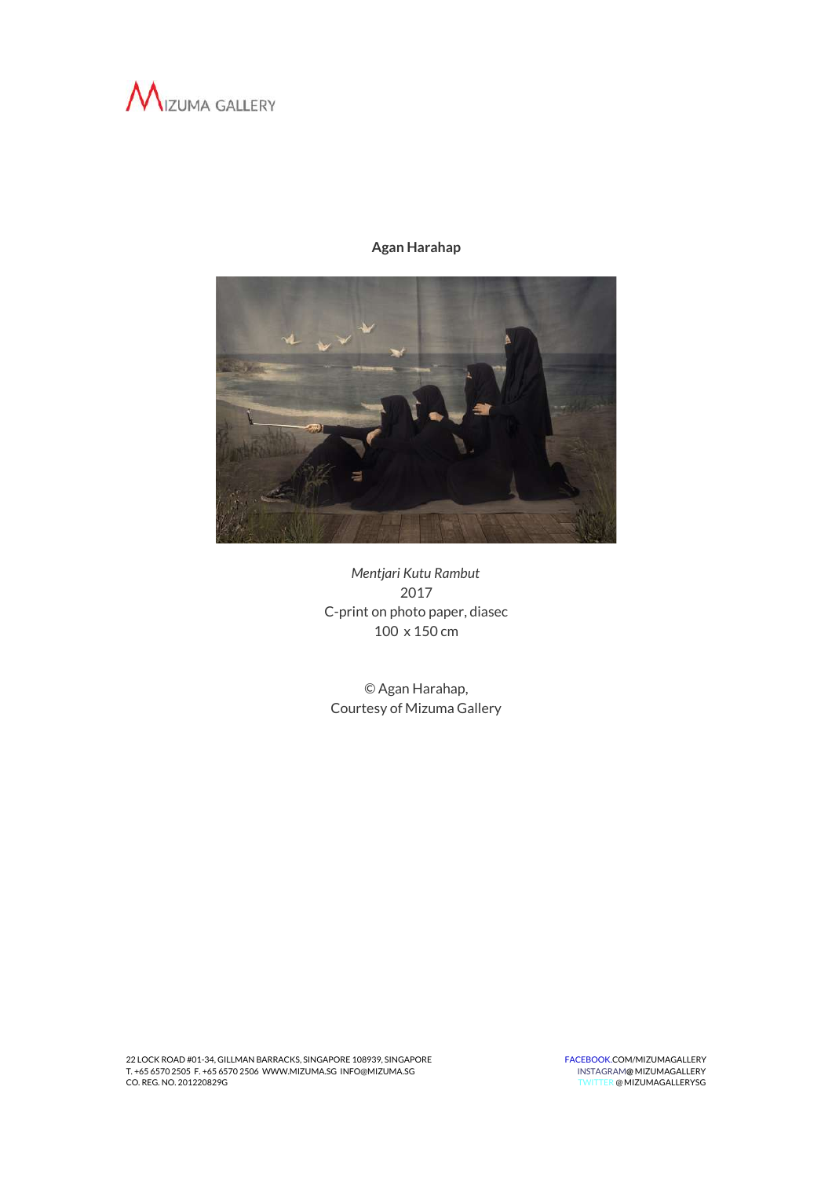**Agan Harahap**

*Mentjari Kutu Rambut*
2017
C-print on photo paper, diasec
100 x 150 cm

© Agan Harahap,
Courtesy of Mizuma Gallery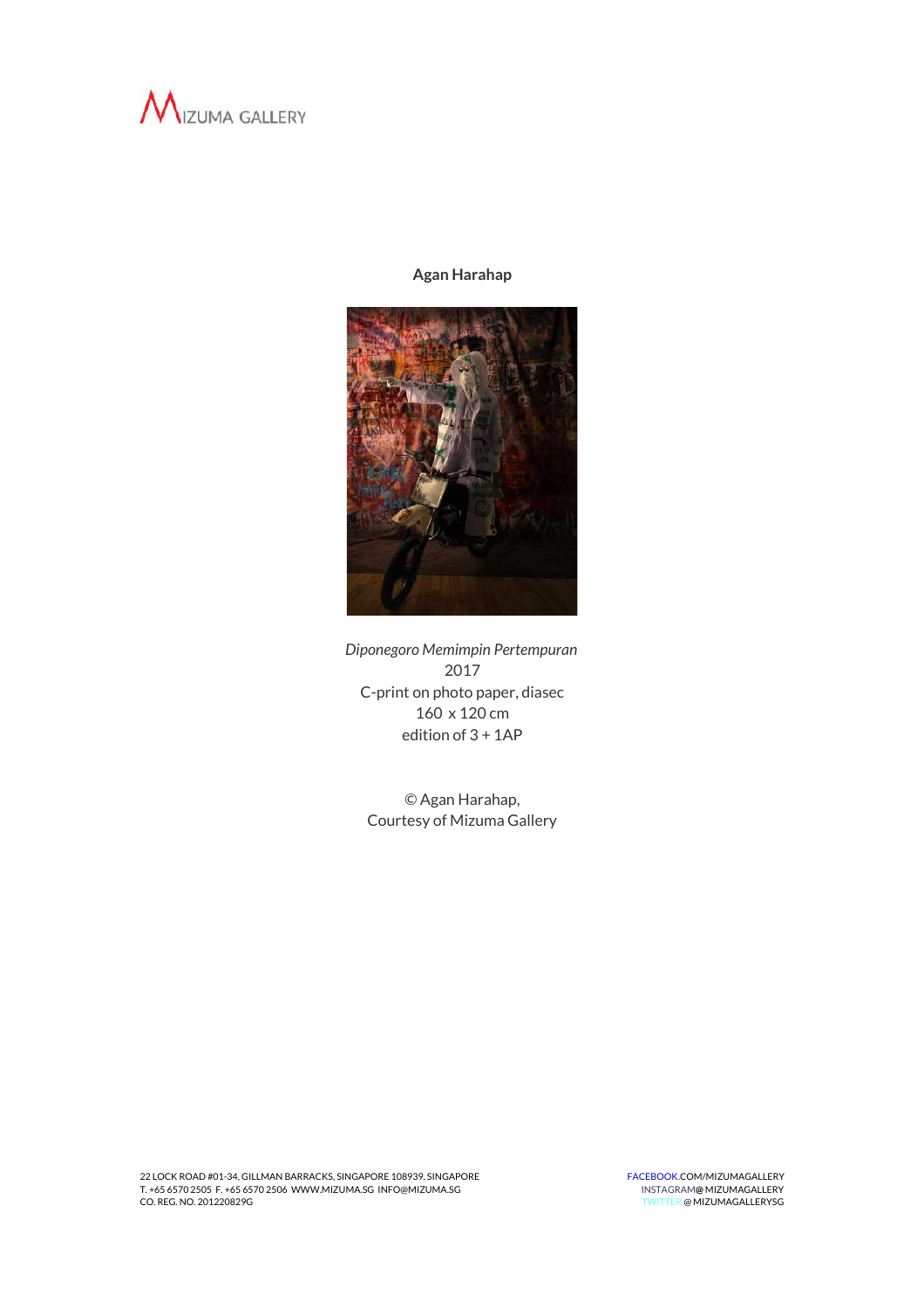**Agan Harahap**

*Diponegoro Memimpin Pertempuran*
2017
C-print on photo paper, diasec
160 x 120 cm
edition of 3 + 1AP

© Agan Harahap,
Courtesy of Mizuma Gallery